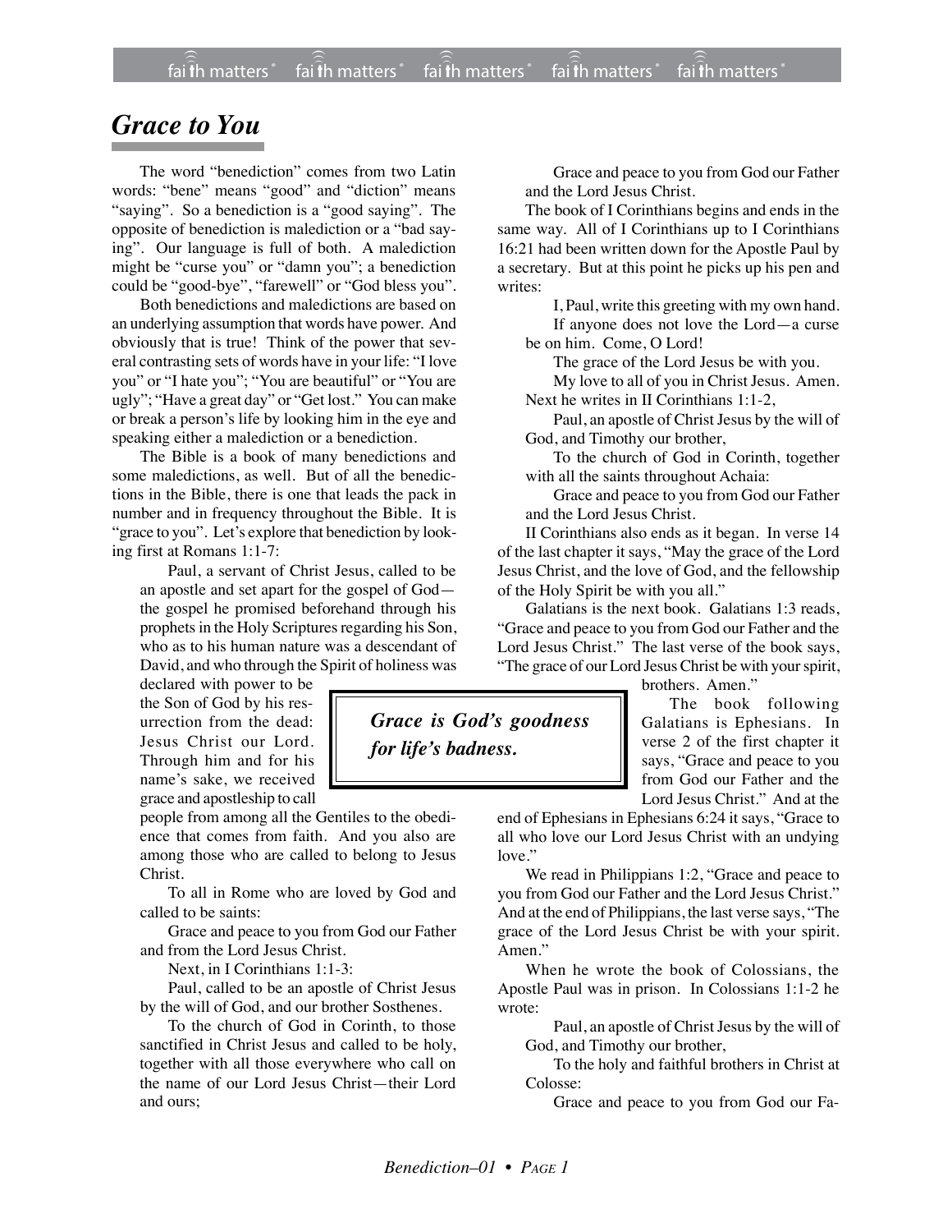# *Grace to You*

The word "benediction" comes from two Latin words: "bene" means "good" and "diction" means "saying". So a benediction is a "good saying". The opposite of benediction is malediction or a "bad saying". Our language is full of both. A malediction might be "curse you" or "damn you"; a benediction could be "good-bye", "farewell" or "God bless you".

Both benedictions and maledictions are based on an underlying assumption that words have power. And obviously that is true! Think of the power that several contrasting sets of words have in your life: "I love you" or "I hate you"; "You are beautiful" or "You are ugly"; "Have a great day" or "Get lost." You can make or break a person's life by looking him in the eye and speaking either a malediction or a benediction.

The Bible is a book of many benedictions and some maledictions, as well. But of all the benedictions in the Bible, there is one that leads the pack in number and in frequency throughout the Bible. It is "grace to you". Let's explore that benediction by looking first at Romans 1:1-7:

> Paul, a servant of Christ Jesus, called to be an apostle and set apart for the gospel of God—the gospel he promised beforehand through his prophets in the Holy Scriptures regarding his Son, who as to his human nature was a descendant of David, and who through the Spirit of holiness was declared with power to be the Son of God by his resurrection from the dead: Jesus Christ our Lord. Through him and for his name's sake, we received grace and apostleship to call people from among all the Gentiles to the obedience that comes from faith. And you also are among those who are called to belong to Jesus Christ.
>
> To all in Rome who are loved by God and called to be saints:
>
> Grace and peace to you from God our Father and from the Lord Jesus Christ.

Next, in I Corinthians 1:1-3:

> Paul, called to be an apostle of Christ Jesus by the will of God, and our brother Sosthenes.
>
> To the church of God in Corinth, to those sanctified in Christ Jesus and called to be holy, together with all those everywhere who call on the name of our Lord Jesus Christ—their Lord and ours;
>
> Grace and peace to you from God our Father and the Lord Jesus Christ.

The book of I Corinthians begins and ends in the same way. All of I Corinthians up to I Corinthians 16:21 had been written down for the Apostle Paul by a secretary. But at this point he picks up his pen and writes:

> I, Paul, write this greeting with my own hand.
>
> If anyone does not love the Lord—a curse be on him. Come, O Lord!
>
> The grace of the Lord Jesus be with you.
>
> My love to all of you in Christ Jesus. Amen.

Next he writes in II Corinthians 1:1-2,

> Paul, an apostle of Christ Jesus by the will of God, and Timothy our brother,
>
> To the church of God in Corinth, together with all the saints throughout Achaia:
>
> Grace and peace to you from God our Father and the Lord Jesus Christ.

II Corinthians also ends as it began. In verse 14 of the last chapter it says, "May the grace of the Lord Jesus Christ, and the love of God, and the fellowship of the Holy Spirit be with you all."

Galatians is the next book. Galatians 1:3 reads, "Grace and peace to you from God our Father and the Lord Jesus Christ." The last verse of the book says, "The grace of our Lord Jesus Christ be with your spirit, brothers. Amen."

> ***Grace is God's goodness for life's badness.***

The book following Galatians is Ephesians. In verse 2 of the first chapter it says, "Grace and peace to you from God our Father and the Lord Jesus Christ." And at the end of Ephesians in Ephesians 6:24 it says, "Grace to all who love our Lord Jesus Christ with an undying love."

We read in Philippians 1:2, "Grace and peace to you from God our Father and the Lord Jesus Christ." And at the end of Philippians, the last verse says, "The grace of the Lord Jesus Christ be with your spirit. Amen."

When he wrote the book of Colossians, the Apostle Paul was in prison. In Colossians 1:1-2 he wrote:

> Paul, an apostle of Christ Jesus by the will of God, and Timothy our brother,
>
> To the holy and faithful brothers in Christ at Colosse:
>
> Grace and peace to you from God our Fa-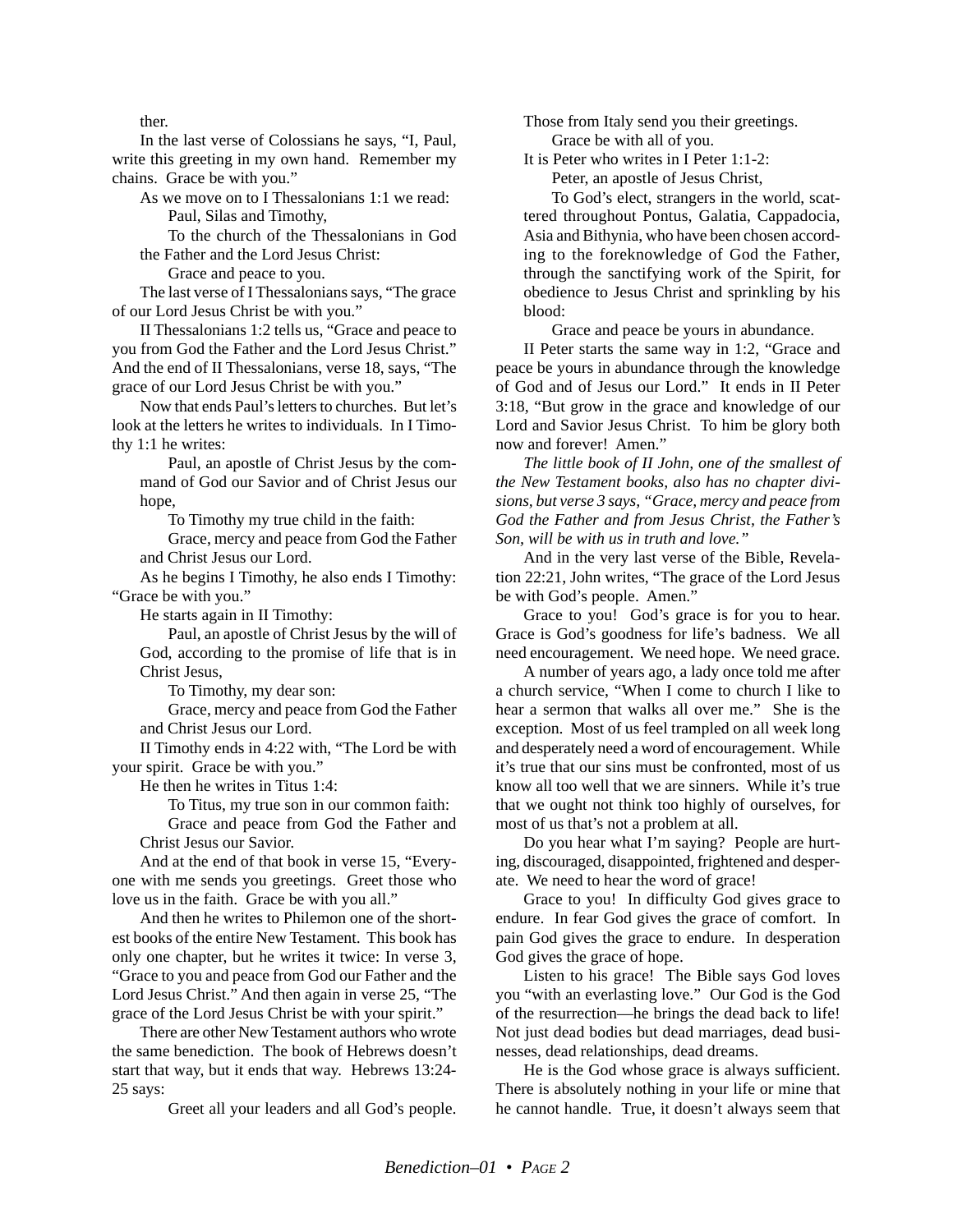ther.

In the last verse of Colossians he says, "I, Paul, write this greeting in my own hand. Remember my chains. Grace be with you."

As we move on to I Thessalonians 1:1 we read:

> Paul, Silas and Timothy,
>
> To the church of the Thessalonians in God the Father and the Lord Jesus Christ:
>
> Grace and peace to you.

The last verse of I Thessalonians says, "The grace of our Lord Jesus Christ be with you."

II Thessalonians 1:2 tells us, "Grace and peace to you from God the Father and the Lord Jesus Christ." And the end of II Thessalonians, verse 18, says, "The grace of our Lord Jesus Christ be with you."

Now that ends Paul's letters to churches. But let's look at the letters he writes to individuals. In I Timothy 1:1 he writes:

> Paul, an apostle of Christ Jesus by the command of God our Savior and of Christ Jesus our hope,
>
> To Timothy my true child in the faith:
>
> Grace, mercy and peace from God the Father and Christ Jesus our Lord.

As he begins I Timothy, he also ends I Timothy: "Grace be with you."

He starts again in II Timothy:

> Paul, an apostle of Christ Jesus by the will of God, according to the promise of life that is in Christ Jesus,
>
> To Timothy, my dear son:
>
> Grace, mercy and peace from God the Father and Christ Jesus our Lord.

II Timothy ends in 4:22 with, "The Lord be with your spirit. Grace be with you."

He then he writes in Titus 1:4:

> To Titus, my true son in our common faith:
>
> Grace and peace from God the Father and Christ Jesus our Savior.

And at the end of that book in verse 15, "Everyone with me sends you greetings. Greet those who love us in the faith. Grace be with you all."

And then he writes to Philemon one of the shortest books of the entire New Testament. This book has only one chapter, but he writes it twice: In verse 3, "Grace to you and peace from God our Father and the Lord Jesus Christ." And then again in verse 25, "The grace of the Lord Jesus Christ be with your spirit."

There are other New Testament authors who wrote the same benediction. The book of Hebrews doesn't start that way, but it ends that way. Hebrews 13:24-25 says:

> Greet all your leaders and all God's people. Those from Italy send you their greetings.
>
> Grace be with all of you.

It is Peter who writes in I Peter 1:1-2:

> Peter, an apostle of Jesus Christ,
>
> To God's elect, strangers in the world, scattered throughout Pontus, Galatia, Cappadocia, Asia and Bithynia, who have been chosen according to the foreknowledge of God the Father, through the sanctifying work of the Spirit, for obedience to Jesus Christ and sprinkling by his blood:
>
> Grace and peace be yours in abundance.

II Peter starts the same way in 1:2, "Grace and peace be yours in abundance through the knowledge of God and of Jesus our Lord." It ends in II Peter 3:18, "But grow in the grace and knowledge of our Lord and Savior Jesus Christ. To him be glory both now and forever! Amen."

*The little book of II John, one of the smallest of the New Testament books, also has no chapter divisions, but verse 3 says, "Grace, mercy and peace from God the Father and from Jesus Christ, the Father's Son, will be with us in truth and love."*

And in the very last verse of the Bible, Revelation 22:21, John writes, "The grace of the Lord Jesus be with God's people. Amen."

Grace to you! God's grace is for you to hear. Grace is God's goodness for life's badness. We all need encouragement. We need hope. We need grace.

A number of years ago, a lady once told me after a church service, "When I come to church I like to hear a sermon that walks all over me." She is the exception. Most of us feel trampled on all week long and desperately need a word of encouragement. While it's true that our sins must be confronted, most of us know all too well that we are sinners. While it's true that we ought not think too highly of ourselves, for most of us that's not a problem at all.

Do you hear what I'm saying? People are hurting, discouraged, disappointed, frightened and desperate. We need to hear the word of grace!

Grace to you! In difficulty God gives grace to endure. In fear God gives the grace of comfort. In pain God gives the grace to endure. In desperation God gives the grace of hope.

Listen to his grace! The Bible says God loves you "with an everlasting love." Our God is the God of the resurrection—he brings the dead back to life! Not just dead bodies but dead marriages, dead businesses, dead relationships, dead dreams.

He is the God whose grace is always sufficient. There is absolutely nothing in your life or mine that he cannot handle. True, it doesn't always seem that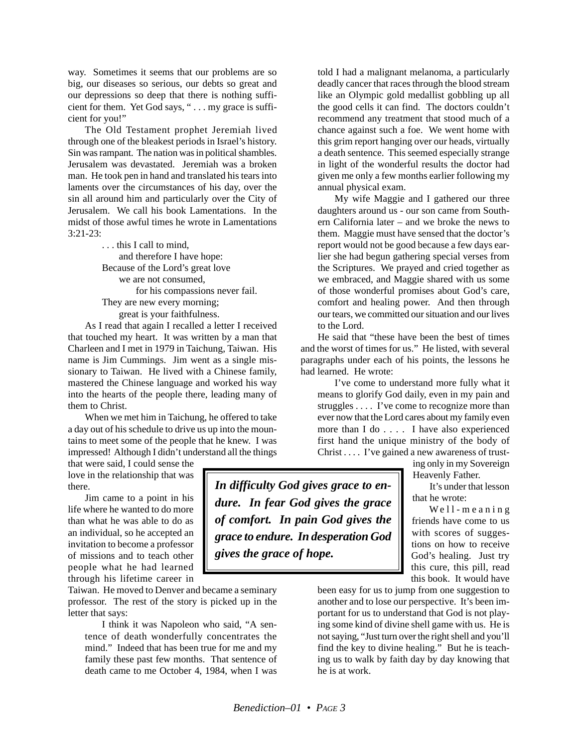way. Sometimes it seems that our problems are so big, our diseases so serious, our debts so great and our depressions so deep that there is nothing sufficient for them. Yet God says, " . . . my grace is sufficient for you!"

The Old Testament prophet Jeremiah lived through one of the bleakest periods in Israel's history. Sin was rampant. The nation was in political shambles. Jerusalem was devastated. Jeremiah was a broken man. He took pen in hand and translated his tears into laments over the circumstances of his day, over the sin all around him and particularly over the City of Jerusalem. We call his book Lamentations. In the midst of those awful times he wrote in Lamentations 3:21-23:

> . . . this I call to mind,
> and therefore I have hope:
> Because of the Lord's great love
> we are not consumed,
> for his compassions never fail.
> They are new every morning;
> great is your faithfulness.

As I read that again I recalled a letter I received that touched my heart. It was written by a man that Charleen and I met in 1979 in Taichung, Taiwan. His name is Jim Cummings. Jim went as a single missionary to Taiwan. He lived with a Chinese family, mastered the Chinese language and worked his way into the hearts of the people there, leading many of them to Christ.

When we met him in Taichung, he offered to take a day out of his schedule to drive us up into the mountains to meet some of the people that he knew. I was impressed! Although I didn't understand all the things that were said, I could sense the love in the relationship that was there.

Jim came to a point in his life where he wanted to do more than what he was able to do as an individual, so he accepted an invitation to become a professor of missions and to teach other people what he had learned through his lifetime career in Taiwan. He moved to Denver and became a seminary professor. The rest of the story is picked up in the letter that says:

> I think it was Napoleon who said, "A sentence of death wonderfully concentrates the mind." Indeed that has been true for me and my family these past few months. That sentence of death came to me October 4, 1984, when I was told I had a malignant melanoma, a particularly deadly cancer that races through the blood stream like an Olympic gold medallist gobbling up all the good cells it can find. The doctors couldn't recommend any treatment that stood much of a chance against such a foe. We went home with this grim report hanging over our heads, virtually a death sentence. This seemed especially strange in light of the wonderful results the doctor had given me only a few months earlier following my annual physical exam.
>
> My wife Maggie and I gathered our three daughters around us - our son came from Southern California later – and we broke the news to them. Maggie must have sensed that the doctor's report would not be good because a few days earlier she had begun gathering special verses from the Scriptures. We prayed and cried together as we embraced, and Maggie shared with us some of those wonderful promises about God's care, comfort and healing power. And then through our tears, we committed our situation and our lives to the Lord.

He said that "these have been the best of times and the worst of times for us." He listed, with several paragraphs under each of his points, the lessons he had learned. He wrote:

> I've come to understand more fully what it means to glorify God daily, even in my pain and struggles . . . . I've come to recognize more than ever now that the Lord cares about my family even more than I do . . . . I have also experienced first hand the unique ministry of the body of Christ . . . . I've gained a new awareness of trusting only in my Sovereign Heavenly Father.

It's under that lesson that he wrote:

> Well-meaning friends have come to us with scores of suggestions on how to receive God's healing. Just try this cure, this pill, read this book. It would have been easy for us to jump from one suggestion to another and to lose our perspective. It's been important for us to understand that God is not playing some kind of divine shell game with us. He is not saying, "Just turn over the right shell and you'll find the key to divine healing." But he is teaching us to walk by faith day by day knowing that he is at work.

***In difficulty God gives grace to endure. In fear God gives the grace of comfort. In pain God gives the grace to endure. In desperation God gives the grace of hope.***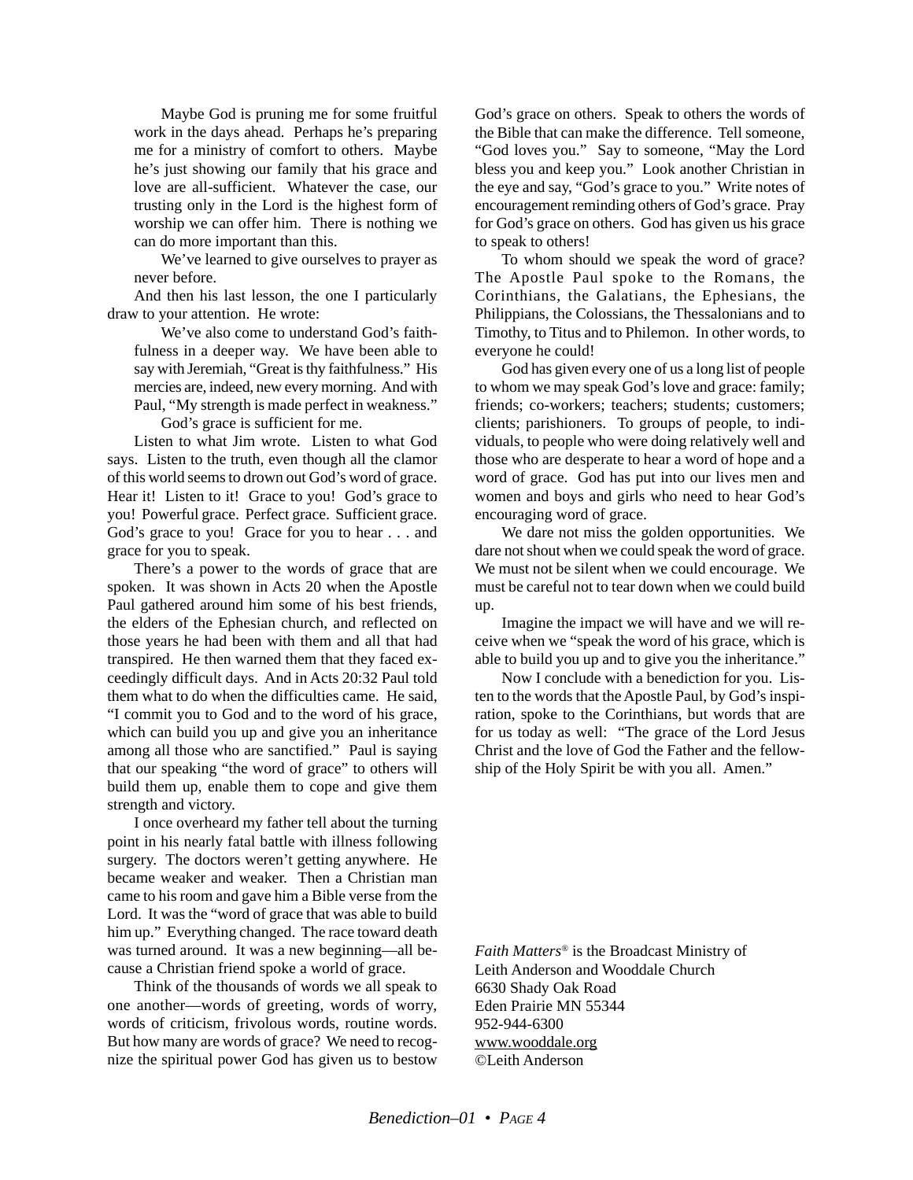Maybe God is pruning me for some fruitful work in the days ahead. Perhaps he's preparing me for a ministry of comfort to others. Maybe he's just showing our family that his grace and love are all-sufficient. Whatever the case, our trusting only in the Lord is the highest form of worship we can offer him. There is nothing we can do more important than this.

> We've learned to give ourselves to prayer as never before.

And then his last lesson, the one I particularly draw to your attention. He wrote:

> We've also come to understand God's faithfulness in a deeper way. We have been able to say with Jeremiah, "Great is thy faithfulness." His mercies are, indeed, new every morning. And with Paul, "My strength is made perfect in weakness."
>
> God's grace is sufficient for me.

Listen to what Jim wrote. Listen to what God says. Listen to the truth, even though all the clamor of this world seems to drown out God's word of grace. Hear it! Listen to it! Grace to you! God's grace to you! Powerful grace. Perfect grace. Sufficient grace. God's grace to you! Grace for you to hear . . . and grace for you to speak.

There's a power to the words of grace that are spoken. It was shown in Acts 20 when the Apostle Paul gathered around him some of his best friends, the elders of the Ephesian church, and reflected on those years he had been with them and all that had transpired. He then warned them that they faced exceedingly difficult days. And in Acts 20:32 Paul told them what to do when the difficulties came. He said, "I commit you to God and to the word of his grace, which can build you up and give you an inheritance among all those who are sanctified." Paul is saying that our speaking "the word of grace" to others will build them up, enable them to cope and give them strength and victory.

I once overheard my father tell about the turning point in his nearly fatal battle with illness following surgery. The doctors weren't getting anywhere. He became weaker and weaker. Then a Christian man came to his room and gave him a Bible verse from the Lord. It was the "word of grace that was able to build him up." Everything changed. The race toward death was turned around. It was a new beginning—all because a Christian friend spoke a world of grace.

Think of the thousands of words we all speak to one another—words of greeting, words of worry, words of criticism, frivolous words, routine words. But how many are words of grace? We need to recognize the spiritual power God has given us to bestow God's grace on others. Speak to others the words of the Bible that can make the difference. Tell someone, "God loves you." Say to someone, "May the Lord bless you and keep you." Look another Christian in the eye and say, "God's grace to you." Write notes of encouragement reminding others of God's grace. Pray for God's grace on others. God has given us his grace to speak to others!

To whom should we speak the word of grace? The Apostle Paul spoke to the Romans, the Corinthians, the Galatians, the Ephesians, the Philippians, the Colossians, the Thessalonians and to Timothy, to Titus and to Philemon. In other words, to everyone he could!

God has given every one of us a long list of people to whom we may speak God's love and grace: family; friends; co-workers; teachers; students; customers; clients; parishioners. To groups of people, to individuals, to people who were doing relatively well and those who are desperate to hear a word of hope and a word of grace. God has put into our lives men and women and boys and girls who need to hear God's encouraging word of grace.

We dare not miss the golden opportunities. We dare not shout when we could speak the word of grace. We must not be silent when we could encourage. We must be careful not to tear down when we could build up.

Imagine the impact we will have and we will receive when we "speak the word of his grace, which is able to build you up and to give you the inheritance."

Now I conclude with a benediction for you. Listen to the words that the Apostle Paul, by God's inspiration, spoke to the Corinthians, but words that are for us today as well: "The grace of the Lord Jesus Christ and the love of God the Father and the fellowship of the Holy Spirit be with you all. Amen."

*Faith Matters*® is the Broadcast Ministry of
Leith Anderson and Wooddale Church
6630 Shady Oak Road
Eden Prairie MN 55344
952-944-6300
www.wooddale.org
©Leith Anderson